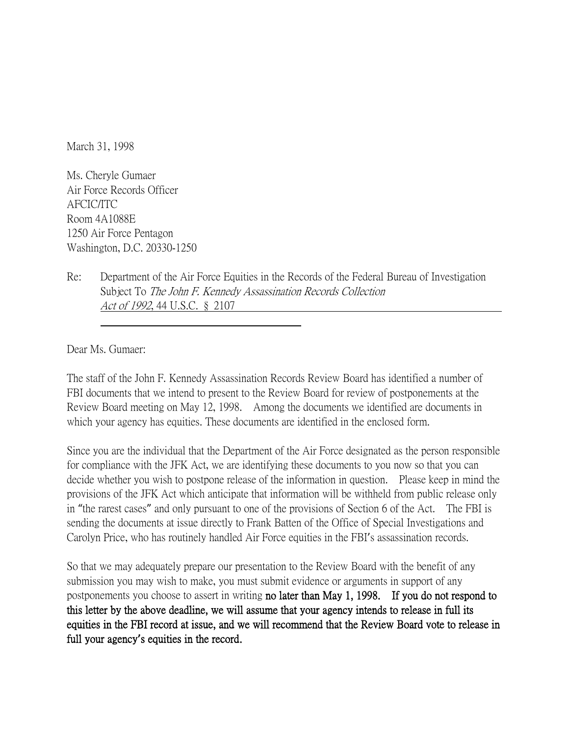March 31, 1998

Ms. Cheryle Gumaer
Air Force Records Officer
AFCIC/ITC
Room 4A1088E
1250 Air Force Pentagon
Washington, D.C. 20330-1250

Re: Department of the Air Force Equities in the Records of the Federal Bureau of Investigation Subject To *The John F. Kennedy Assassination Records Collection Act of 1992*, 44 U.S.C. § 2107

Dear Ms. Gumaer:

The staff of the John F. Kennedy Assassination Records Review Board has identified a number of FBI documents that we intend to present to the Review Board for review of postponements at the Review Board meeting on May 12, 1998. Among the documents we identified are documents in which your agency has equities. These documents are identified in the enclosed form.

Since you are the individual that the Department of the Air Force designated as the person responsible for compliance with the JFK Act, we are identifying these documents to you now so that you can decide whether you wish to postpone release of the information in question. Please keep in mind the provisions of the JFK Act which anticipate that information will be withheld from public release only in "the rarest cases" and only pursuant to one of the provisions of Section 6 of the Act. The FBI is sending the documents at issue directly to Frank Batten of the Office of Special Investigations and Carolyn Price, who has routinely handled Air Force equities in the FBI's assassination records.

So that we may adequately prepare our presentation to the Review Board with the benefit of any submission you may wish to make, you must submit evidence or arguments in support of any postponements you choose to assert in writing **no later than May 1, 1998. If you do not respond to this letter by the above deadline, we will assume that your agency intends to release in full its equities in the FBI record at issue, and we will recommend that the Review Board vote to release in full your agency's equities in the record.**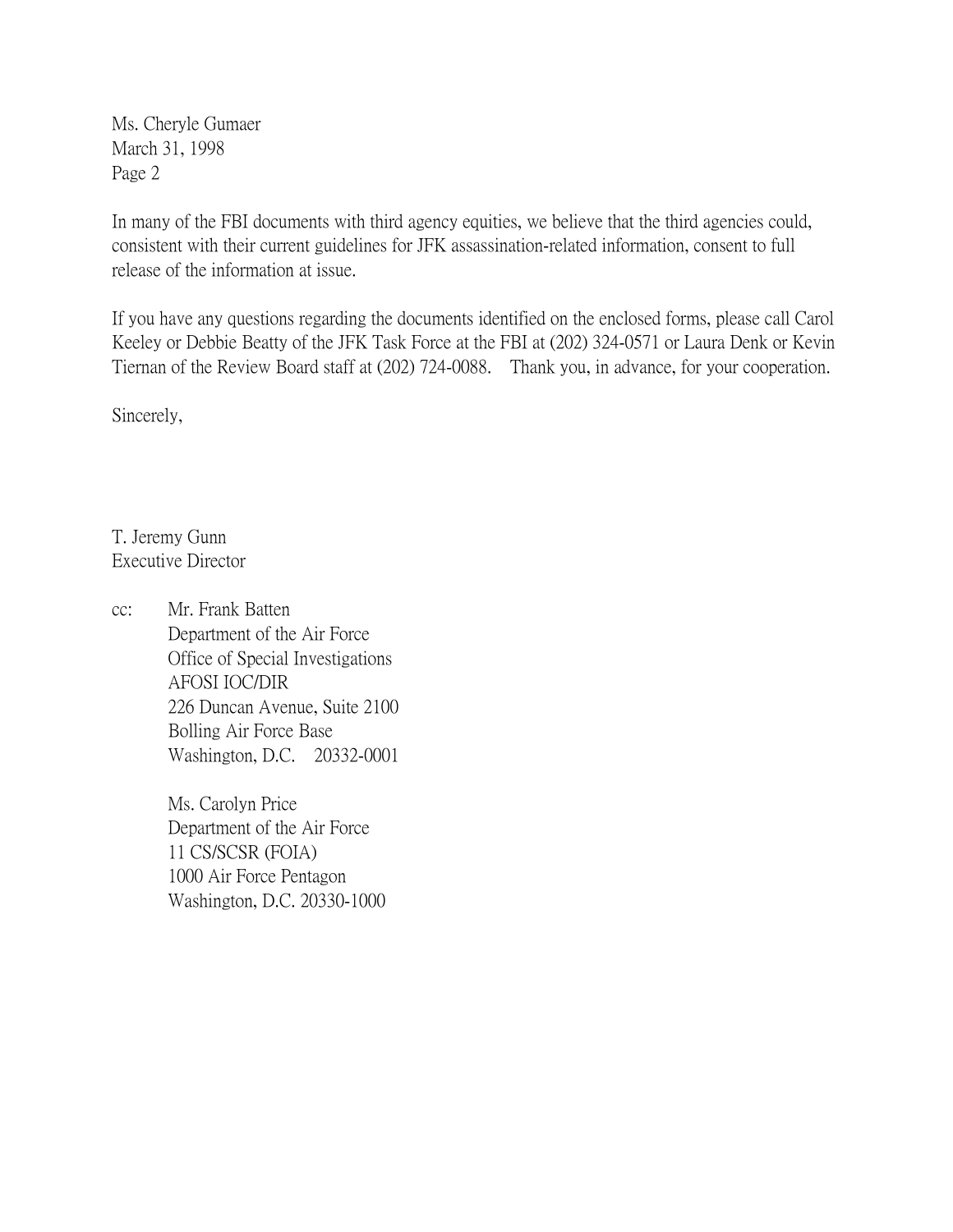Ms. Cheryle Gumaer
March 31, 1998
Page 2

In many of the FBI documents with third agency equities, we believe that the third agencies could, consistent with their current guidelines for JFK assassination-related information, consent to full release of the information at issue.

If you have any questions regarding the documents identified on the enclosed forms, please call Carol Keeley or Debbie Beatty of the JFK Task Force at the FBI at (202) 324-0571 or Laura Denk or Kevin Tiernan of the Review Board staff at (202) 724-0088. Thank you, in advance, for your cooperation.

Sincerely,

T. Jeremy Gunn
Executive Director

cc: Mr. Frank Batten
Department of the Air Force
Office of Special Investigations
AFOSI IOC/DIR
226 Duncan Avenue, Suite 2100
Bolling Air Force Base
Washington, D.C. 20332-0001

Ms. Carolyn Price
Department of the Air Force
11 CS/SCSR (FOIA)
1000 Air Force Pentagon
Washington, D.C. 20330-1000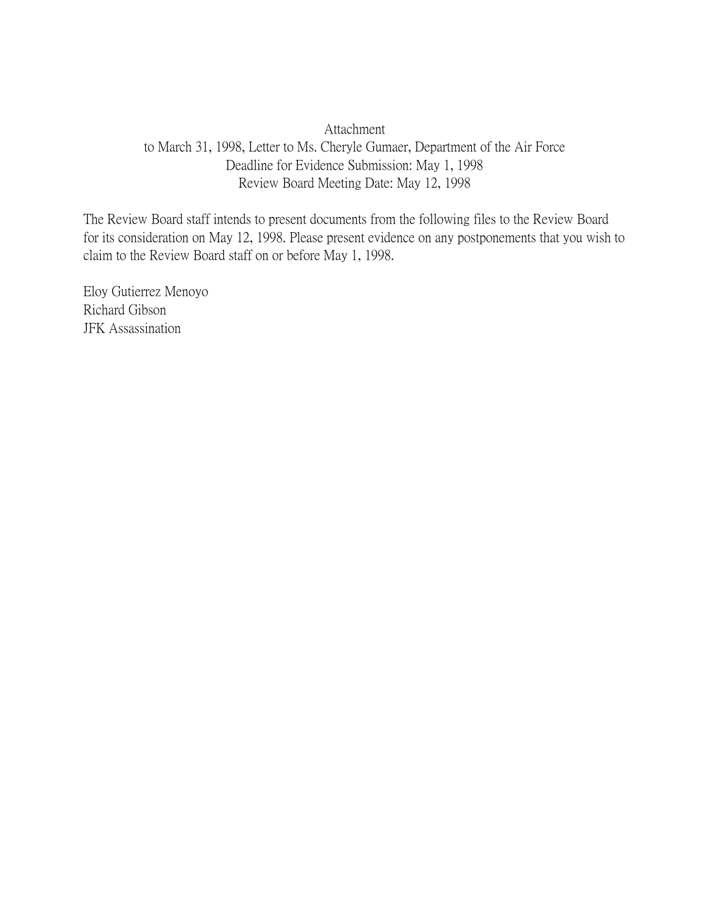Attachment
to March 31, 1998, Letter to Ms. Cheryle Gumaer, Department of the Air Force
Deadline for Evidence Submission: May 1, 1998
Review Board Meeting Date: May 12, 1998

The Review Board staff intends to present documents from the following files to the Review Board for its consideration on May 12, 1998. Please present evidence on any postponements that you wish to claim to the Review Board staff on or before May 1, 1998.

Eloy Gutierrez Menoyo
Richard Gibson
JFK Assassination